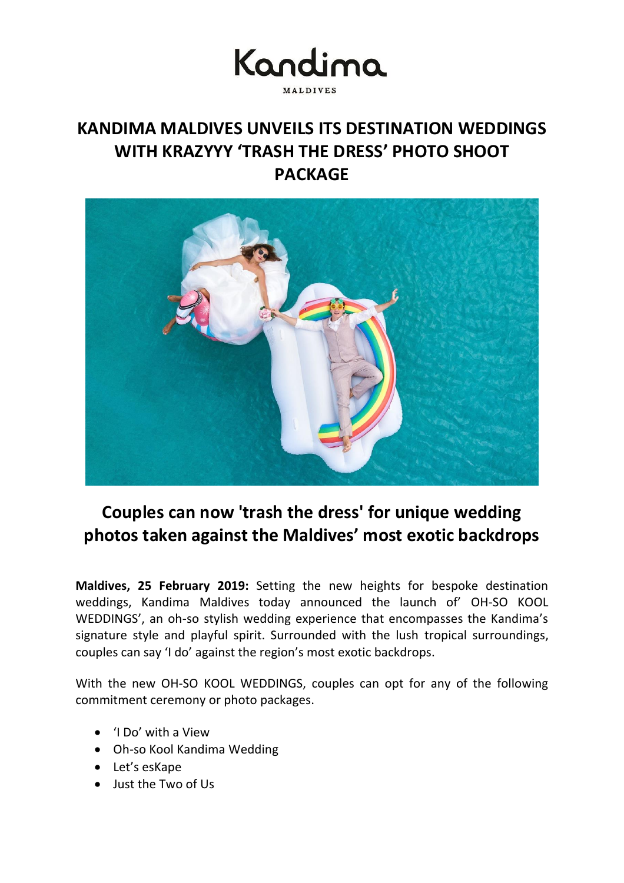Kandima

MALDIVES

# KANDIMA MALDIVES UNVEILS ITS DESTINATION WEDDINGS WITH KRAZYYY 'TRASH THE DRESS' PHOTO SHOOT PACKAGE

## Couples can now 'trash the dress' for unique wedding photos taken against the Maldives' most exotic backdrops

**Maldives, 25 February 2019:** Setting the new heights for bespoke destination weddings, Kandima Maldives today announced the launch of' OH-SO KOOL WEDDINGS', an oh-so stylish wedding experience that encompasses the Kandima's signature style and playful spirit. Surrounded with the lush tropical surroundings, couples can say 'I do' against the region's most exotic backdrops.

With the new OH-SO KOOL WEDDINGS, couples can opt for any of the following commitment ceremony or photo packages.

- 'I Do' with a View
- Oh-so Kool Kandima Wedding
- Let's esKape
- Just the Two of Us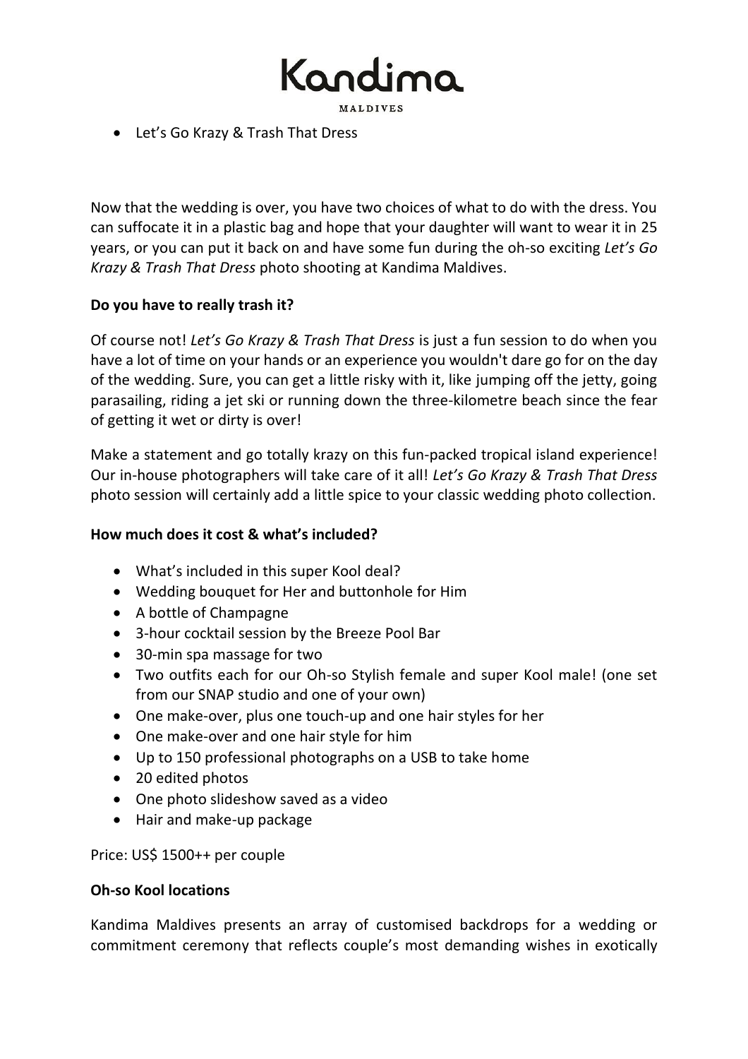- Let's Go Krazy & Trash That Dress

Now that the wedding is over, you have two choices of what to do with the dress. You can suffocate it in a plastic bag and hope that your daughter will want to wear it in 25 years, or you can put it back on and have some fun during the oh-so exciting *Let's Go Krazy & Trash That Dress* photo shooting at Kandima Maldives.

**Do you have to really trash it?**

Of course not! *Let's Go Krazy & Trash That Dress* is just a fun session to do when you have a lot of time on your hands or an experience you wouldn't dare go for on the day of the wedding. Sure, you can get a little risky with it, like jumping off the jetty, going parasailing, riding a jet ski or running down the three-kilometre beach since the fear of getting it wet or dirty is over!

Make a statement and go totally krazy on this fun-packed tropical island experience! Our in-house photographers will take care of it all! *Let's Go Krazy & Trash That Dress* photo session will certainly add a little spice to your classic wedding photo collection.

**How much does it cost & what's included?**

- What's included in this super Kool deal?
- Wedding bouquet for Her and buttonhole for Him
- A bottle of Champagne
- 3-hour cocktail session by the Breeze Pool Bar
- 30-min spa massage for two
- Two outfits each for our Oh-so Stylish female and super Kool male! (one set from our SNAP studio and one of your own)
- One make-over, plus one touch-up and one hair styles for her
- One make-over and one hair style for him
- Up to 150 professional photographs on a USB to take home
- 20 edited photos
- One photo slideshow saved as a video
- Hair and make-up package

Price: US$ 1500++ per couple

**Oh-so Kool locations**

Kandima Maldives presents an array of customised backdrops for a wedding or commitment ceremony that reflects couple's most demanding wishes in exotically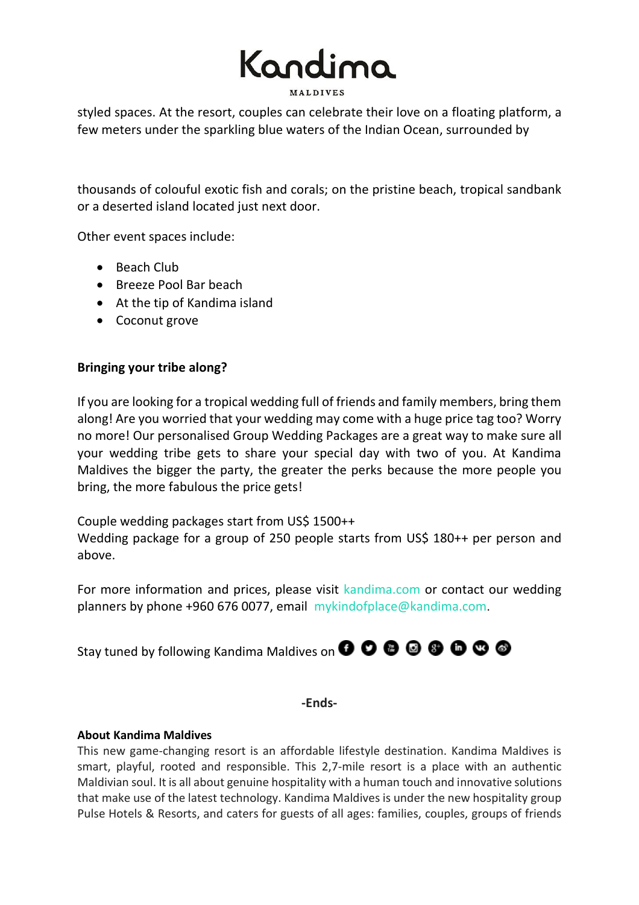styled spaces. At the resort, couples can celebrate their love on a floating platform, a few meters under the sparkling blue waters of the Indian Ocean, surrounded by

thousands of colouful exotic fish and corals; on the pristine beach, tropical sandbank or a deserted island located just next door.

Other event spaces include:

- Beach Club
- Breeze Pool Bar beach
- At the tip of Kandima island
- Coconut grove

**Bringing your tribe along?**

If you are looking for a tropical wedding full of friends and family members, bring them along! Are you worried that your wedding may come with a huge price tag too? Worry no more! Our personalised Group Wedding Packages are a great way to make sure all your wedding tribe gets to share your special day with two of you. At Kandima Maldives the bigger the party, the greater the perks because the more people you bring, the more fabulous the price gets!

Couple wedding packages start from US$ 1500++
Wedding package for a group of 250 people starts from US$ 180++ per person and above.

For more information and prices, please visit kandima.com or contact our wedding planners by phone +960 676 0077, email mykindofplace@kandima.com.

Stay tuned by following Kandima Maldives on

**-Ends-**

**About Kandima Maldives**

This new game-changing resort is an affordable lifestyle destination. Kandima Maldives is smart, playful, rooted and responsible. This 2,7-mile resort is a place with an authentic Maldivian soul. It is all about genuine hospitality with a human touch and innovative solutions that make use of the latest technology. Kandima Maldives is under the new hospitality group Pulse Hotels & Resorts, and caters for guests of all ages: families, couples, groups of friends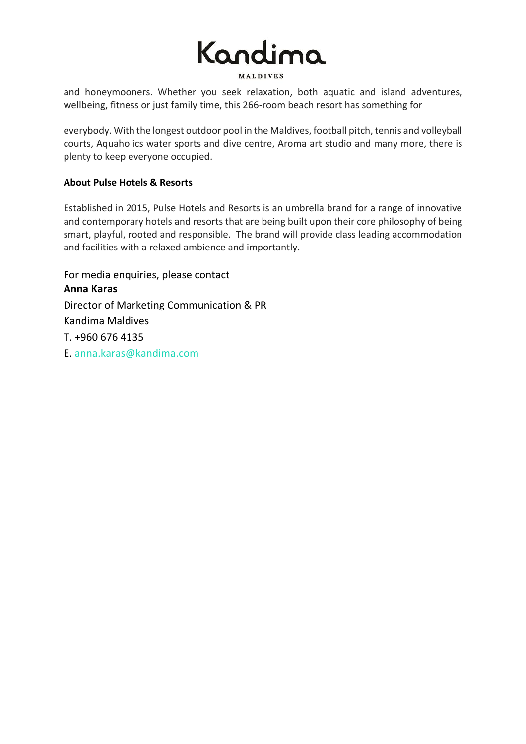and honeymooners. Whether you seek relaxation, both aquatic and island adventures, wellbeing, fitness or just family time, this 266-room beach resort has something for

everybody. With the longest outdoor pool in the Maldives, football pitch, tennis and volleyball courts, Aquaholics water sports and dive centre, Aroma art studio and many more, there is plenty to keep everyone occupied.

**About Pulse Hotels & Resorts**

Established in 2015, Pulse Hotels and Resorts is an umbrella brand for a range of innovative and contemporary hotels and resorts that are being built upon their core philosophy of being smart, playful, rooted and responsible. The brand will provide class leading accommodation and facilities with a relaxed ambience and importantly.

For media enquiries, please contact
**Anna Karas**
Director of Marketing Communication & PR
Kandima Maldives
T. +960 676 4135
E. anna.karas@kandima.com